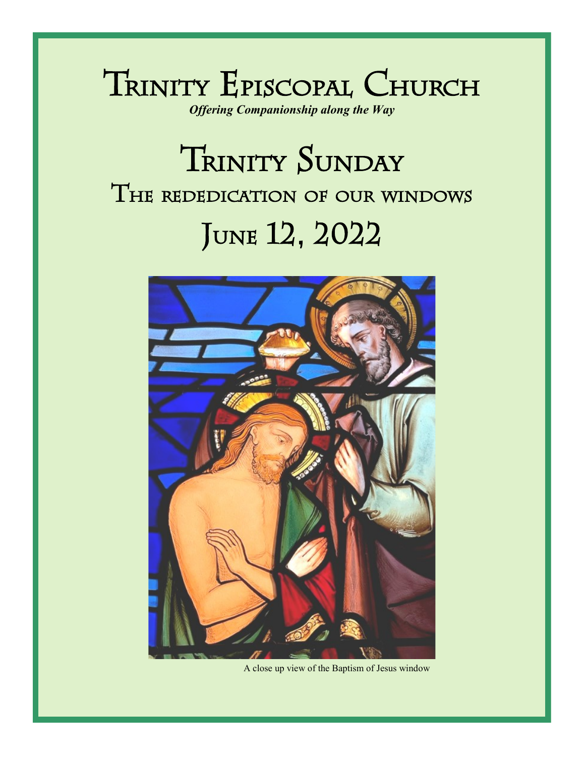# Trinity Episcopal Church

***Offering Companionship along the Way***

# Trinity Sunday

## The rededication of our windows

## June 12, 2022

A close up view of the Baptism of Jesus window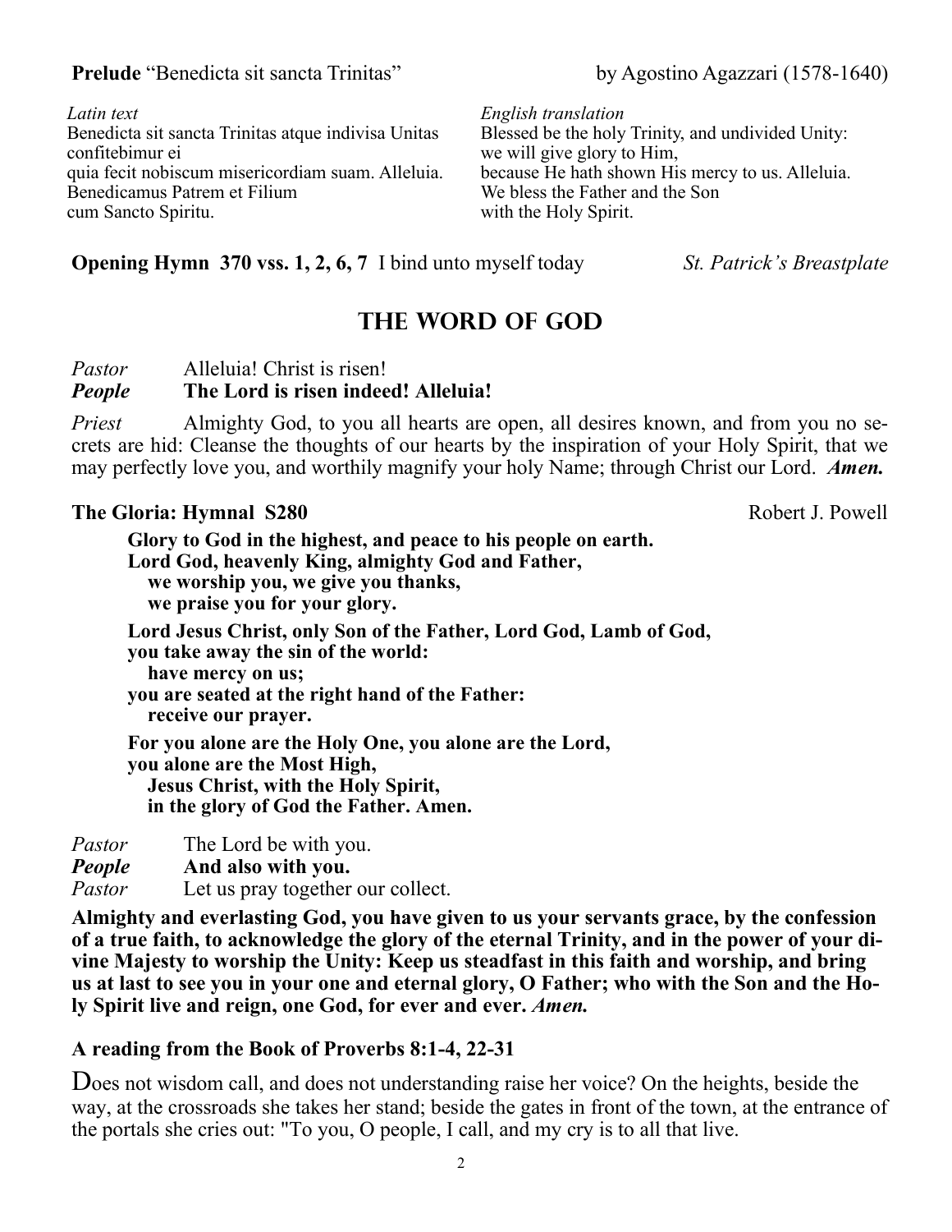**Prelude** "Benedicta sit sancta Trinitas" by Agostino Agazzari (1578-1640)

| *Latin text* | *English translation* |
|---|---|
| Benedicta sit sancta Trinitas atque indivisa Unitas | Blessed be the holy Trinity, and undivided Unity: |
| confitebimur ei | we will give glory to Him, |
| quia fecit nobiscum misericordiam suam. Alleluia. | because He hath shown His mercy to us. Alleluia. |
| Benedicamus Patrem et Filium | We bless the Father and the Son |
| cum Sancto Spiritu. | with the Holy Spirit. |

**Opening Hymn 370 vss. 1, 2, 6, 7** I bind unto myself today *St. Patrick's Breastplate*

## THE WORD OF GOD

*Pastor* Alleluia! Christ is risen!
***People*** **The Lord is risen indeed! Alleluia!**

*Priest* Almighty God, to you all hearts are open, all desires known, and from you no secrets are hid: Cleanse the thoughts of our hearts by the inspiration of your Holy Spirit, that we may perfectly love you, and worthily magnify your holy Name; through Christ our Lord. ***Amen.***

**The Gloria: Hymnal S280** Robert J. Powell

**Glory to God in the highest, and peace to his people on earth.**
**Lord God, heavenly King, almighty God and Father,**
**we worship you, we give you thanks,**
**we praise you for your glory.**

**Lord Jesus Christ, only Son of the Father, Lord God, Lamb of God,**
**you take away the sin of the world:**
**have mercy on us;**
**you are seated at the right hand of the Father:**
**receive our prayer.**

**For you alone are the Holy One, you alone are the Lord,**
**you alone are the Most High,**
**Jesus Christ, with the Holy Spirit,**
**in the glory of God the Father. Amen.**

*Pastor* The Lord be with you.
***People*** **And also with you.**
*Pastor* Let us pray together our collect.

**Almighty and everlasting God, you have given to us your servants grace, by the confession of a true faith, to acknowledge the glory of the eternal Trinity, and in the power of your divine Majesty to worship the Unity: Keep us steadfast in this faith and worship, and bring us at last to see you in your one and eternal glory, O Father; who with the Son and the Holy Spirit live and reign, one God, for ever and ever.** ***Amen.***

**A reading from the Book of Proverbs 8:1-4, 22-31**

Does not wisdom call, and does not understanding raise her voice? On the heights, beside the way, at the crossroads she takes her stand; beside the gates in front of the town, at the entrance of the portals she cries out: "To you, O people, I call, and my cry is to all that live.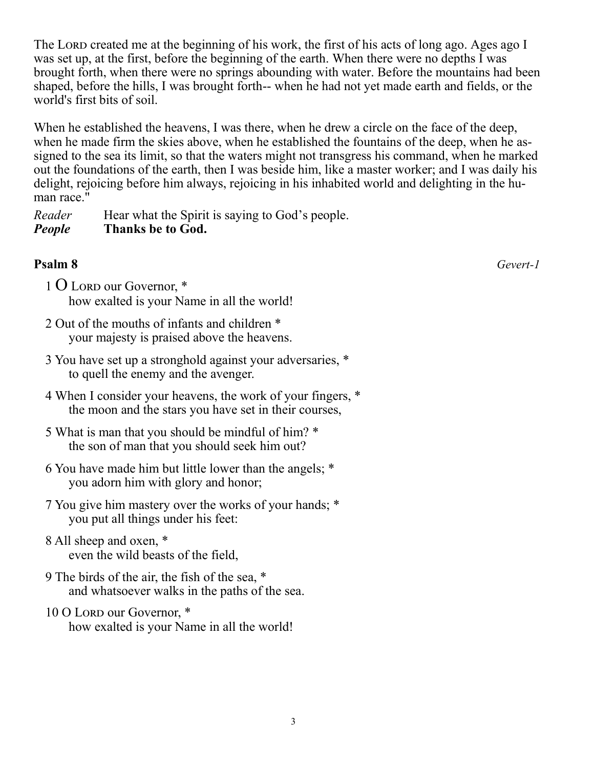The LORD created me at the beginning of his work, the first of his acts of long ago. Ages ago I was set up, at the first, before the beginning of the earth. When there were no depths I was brought forth, when there were no springs abounding with water. Before the mountains had been shaped, before the hills, I was brought forth-- when he had not yet made earth and fields, or the world's first bits of soil.

When he established the heavens, I was there, when he drew a circle on the face of the deep, when he made firm the skies above, when he established the fountains of the deep, when he assigned to the sea its limit, so that the waters might not transgress his command, when he marked out the foundations of the earth, then I was beside him, like a master worker; and I was daily his delight, rejoicing before him always, rejoicing in his inhabited world and delighting in the human race."

*Reader* Hear what the Spirit is saying to God's people.
***People*** **Thanks be to God.**

**Psalm 8** *Gevert-1*

1 O LORD our Governor, *
how exalted is your Name in all the world!

2 Out of the mouths of infants and children *
your majesty is praised above the heavens.

3 You have set up a stronghold against your adversaries, *
to quell the enemy and the avenger.

4 When I consider your heavens, the work of your fingers, *
the moon and the stars you have set in their courses,

5 What is man that you should be mindful of him? *
the son of man that you should seek him out?

6 You have made him but little lower than the angels; *
you adorn him with glory and honor;

7 You give him mastery over the works of your hands; *
you put all things under his feet:

8 All sheep and oxen, *
even the wild beasts of the field,

9 The birds of the air, the fish of the sea, *
and whatsoever walks in the paths of the sea.

10 O LORD our Governor, *
how exalted is your Name in all the world!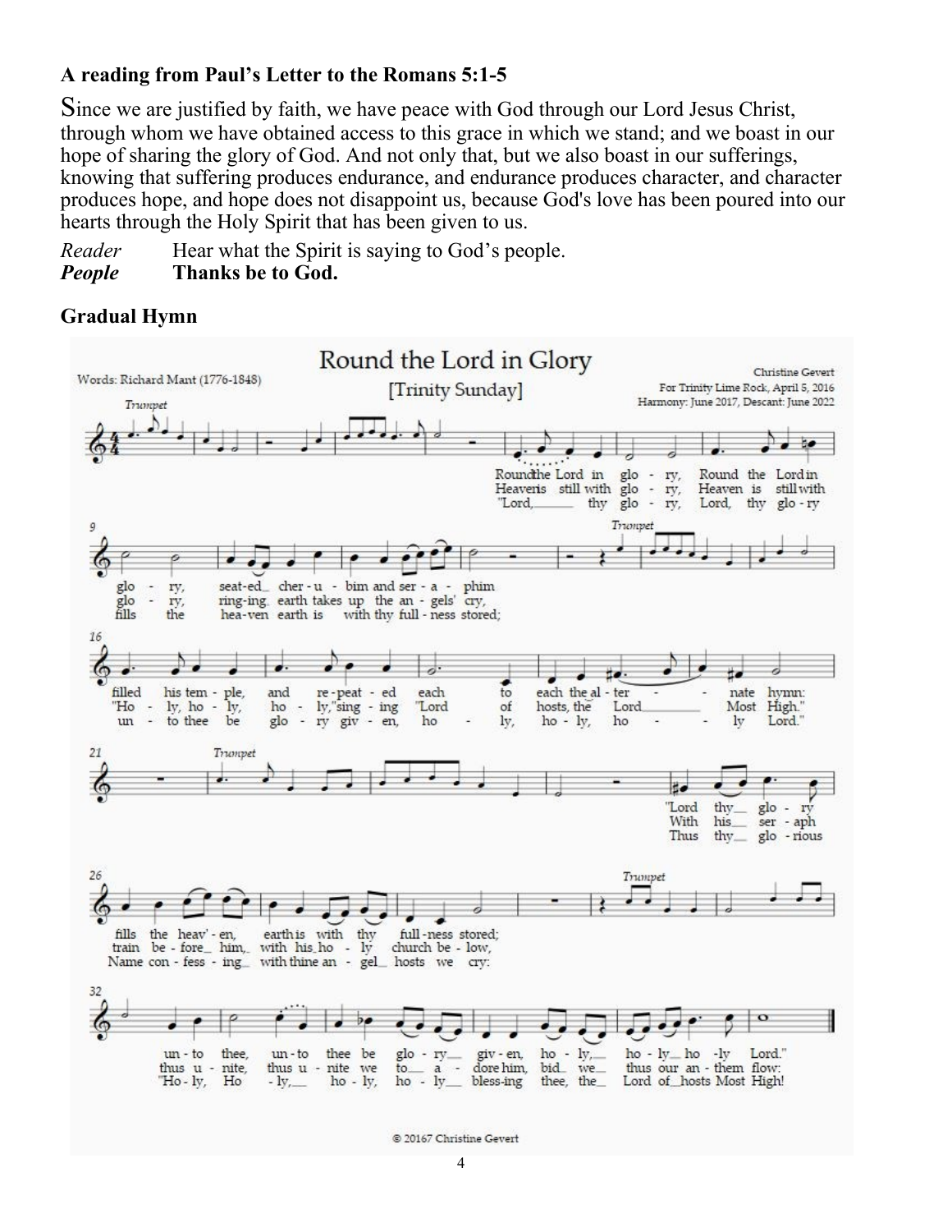**A reading from Paul's Letter to the Romans 5:1-5**

Since we are justified by faith, we have peace with God through our Lord Jesus Christ, through whom we have obtained access to this grace in which we stand; and we boast in our hope of sharing the glory of God. And not only that, but we also boast in our sufferings, knowing that suffering produces endurance, and endurance produces character, and character produces hope, and hope does not disappoint us, because God's love has been poured into our hearts through the Holy Spirit that has been given to us.

*Reader* Hear what the Spirit is saying to God's people.
***People*** **Thanks be to God.**

**Gradual Hymn**

## Round the Lord in Glory

[Trinity Sunday]

Words: Richard Mant (1776-1848)

Christine Gevert
For Trinity Lime Rock, April 5, 2016
Harmony: June 2017, Descant: June 2022

1. Round the Lord in glory, Round the Lord in glory seated, cherubim and seraphim filled his temple, and repeated each to each the alternate hymn: "Lord thy glory fills the heaven, earth is with thy fullness stored; unto thee, unto thee be glory given, holy, holy, holy Lord."

2. Heaven is still with glory, Heaven is still with glory ringing, earth takes up the angels' cry, "Holy, holy," singing "Lord of hosts, the Lord Most High." With his seraph train before him, with his holy church below, thus unite, thus unite we to adore him, bid we thus our anthem flow:

3. "Lord, thy glory, Lord, thy glory fills the heaven earth is with thy fullness stored; unto thee be glory given, holy, holy, holy Lord." Thus thy glorious Name confessing with thine angel hosts we cry: "Holy, Holy, holy, blessing thee, the Lord of hosts Most High!"

© 20167 Christine Gevert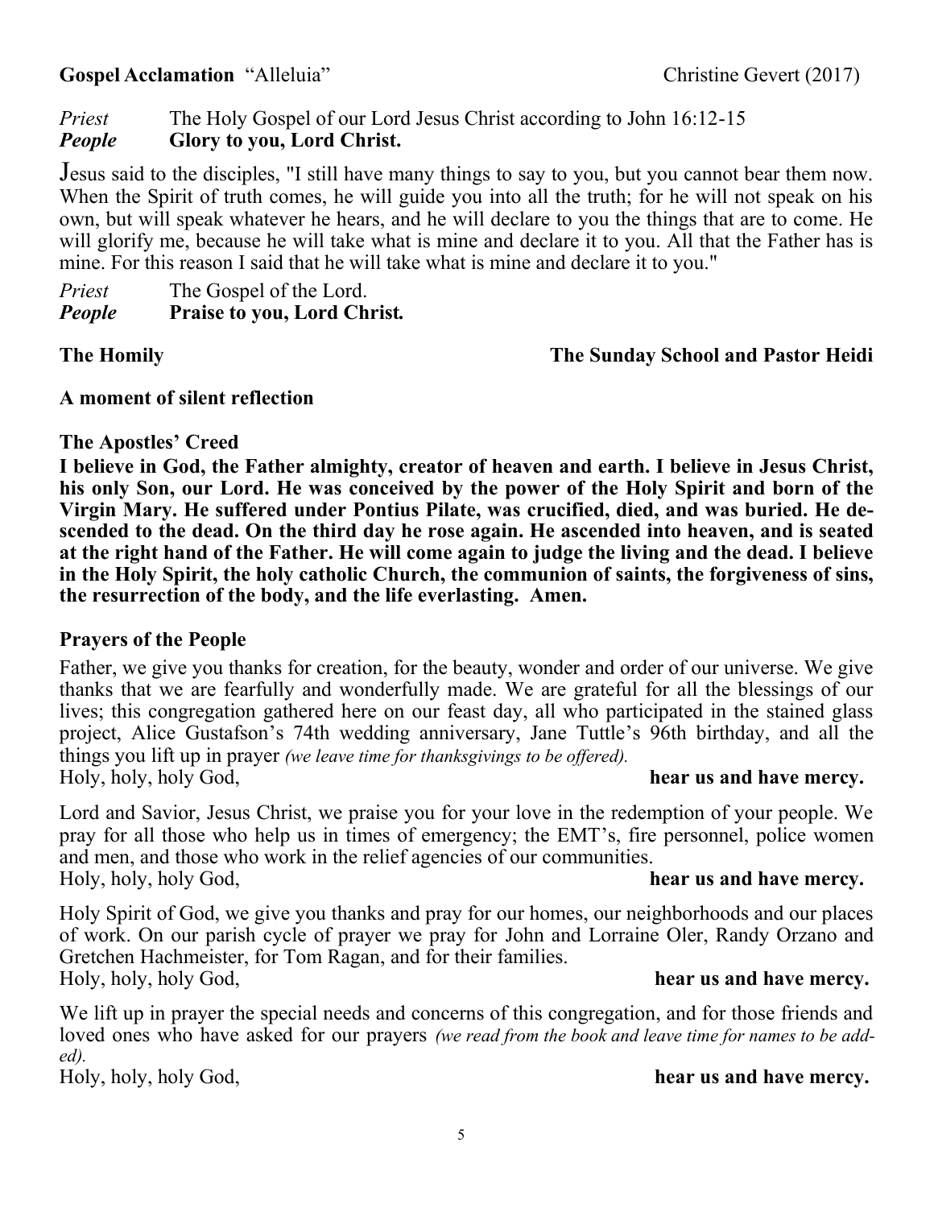**Gospel Acclamation** "Alleluia" Christine Gevert (2017)

*Priest* The Holy Gospel of our Lord Jesus Christ according to John 16:12-15
***People*** **Glory to you, Lord Christ.**

Jesus said to the disciples, "I still have many things to say to you, but you cannot bear them now. When the Spirit of truth comes, he will guide you into all the truth; for he will not speak on his own, but will speak whatever he hears, and he will declare to you the things that are to come. He will glorify me, because he will take what is mine and declare it to you. All that the Father has is mine. For this reason I said that he will take what is mine and declare it to you."

*Priest* The Gospel of the Lord.
***People*** **Praise to you, Lord Christ.**

**The Homily** **The Sunday School and Pastor Heidi**

**A moment of silent reflection**

**The Apostles' Creed**

**I believe in God, the Father almighty, creator of heaven and earth. I believe in Jesus Christ, his only Son, our Lord. He was conceived by the power of the Holy Spirit and born of the Virgin Mary. He suffered under Pontius Pilate, was crucified, died, and was buried. He descended to the dead. On the third day he rose again. He ascended into heaven, and is seated at the right hand of the Father. He will come again to judge the living and the dead. I believe in the Holy Spirit, the holy catholic Church, the communion of saints, the forgiveness of sins, the resurrection of the body, and the life everlasting. Amen.**

**Prayers of the People**

Father, we give you thanks for creation, for the beauty, wonder and order of our universe. We give thanks that we are fearfully and wonderfully made. We are grateful for all the blessings of our lives; this congregation gathered here on our feast day, all who participated in the stained glass project, Alice Gustafson's 74th wedding anniversary, Jane Tuttle's 96th birthday, and all the things you lift up in prayer *(we leave time for thanksgivings to be offered).*
Holy, holy, holy God, **hear us and have mercy.**

Lord and Savior, Jesus Christ, we praise you for your love in the redemption of your people. We pray for all those who help us in times of emergency; the EMT's, fire personnel, police women and men, and those who work in the relief agencies of our communities.
Holy, holy, holy God, **hear us and have mercy.**

Holy Spirit of God, we give you thanks and pray for our homes, our neighborhoods and our places of work. On our parish cycle of prayer we pray for John and Lorraine Oler, Randy Orzano and Gretchen Hachmeister, for Tom Ragan, and for their families.
Holy, holy, holy God, **hear us and have mercy.**

We lift up in prayer the special needs and concerns of this congregation, and for those friends and loved ones who have asked for our prayers *(we read from the book and leave time for names to be added).*
Holy, holy, holy God, **hear us and have mercy.**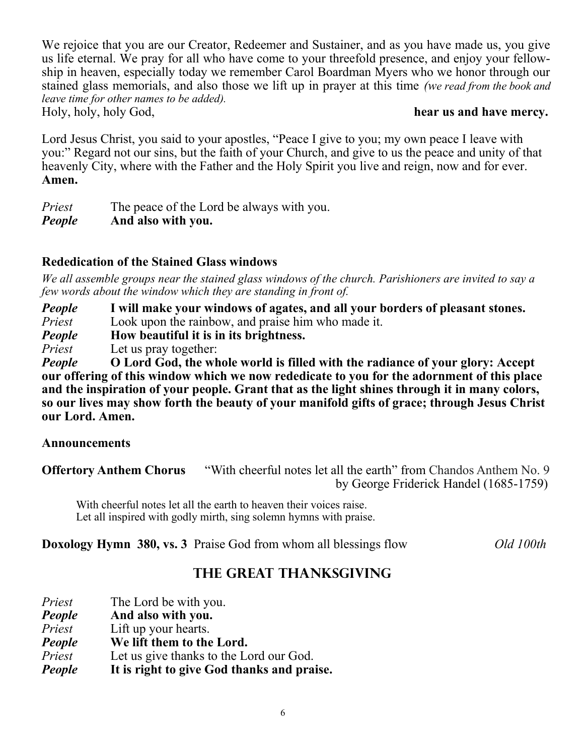We rejoice that you are our Creator, Redeemer and Sustainer, and as you have made us, you give us life eternal. We pray for all who have come to your threefold presence, and enjoy your fellowship in heaven, especially today we remember Carol Boardman Myers who we honor through our stained glass memorials, and also those we lift up in prayer at this time *(we read from the book and leave time for other names to be added).*

Holy, holy, holy God, **hear us and have mercy.**

Lord Jesus Christ, you said to your apostles, "Peace I give to you; my own peace I leave with you:" Regard not our sins, but the faith of your Church, and give to us the peace and unity of that heavenly City, where with the Father and the Holy Spirit you live and reign, now and for ever. **Amen.**

*Priest* The peace of the Lord be always with you.

***People*** **And also with you.**

### Rededication of the Stained Glass windows

*We all assemble groups near the stained glass windows of the church. Parishioners are invited to say a few words about the window which they are standing in front of.*

***People*** **I will make your windows of agates, and all your borders of pleasant stones.**

*Priest* Look upon the rainbow, and praise him who made it.

***People*** **How beautiful it is in its brightness.**

*Priest* Let us pray together:

***People*** **O Lord God, the whole world is filled with the radiance of your glory: Accept our offering of this window which we now rededicate to you for the adornment of this place and the inspiration of your people. Grant that as the light shines through it in many colors, so our lives may show forth the beauty of your manifold gifts of grace; through Jesus Christ our Lord. Amen.**

### Announcements

**Offertory Anthem Chorus** "With cheerful notes let all the earth" from Chandos Anthem No. 9 by George Friderick Handel (1685-1759)

With cheerful notes let all the earth to heaven their voices raise.
Let all inspired with godly mirth, sing solemn hymns with praise.

**Doxology Hymn 380, vs. 3** Praise God from whom all blessings flow *Old 100th*

## The Great Thanksgiving

*Priest* The Lord be with you.

***People*** **And also with you.**

*Priest* Lift up your hearts.

***People*** **We lift them to the Lord.**

*Priest* Let us give thanks to the Lord our God.

***People*** **It is right to give God thanks and praise.**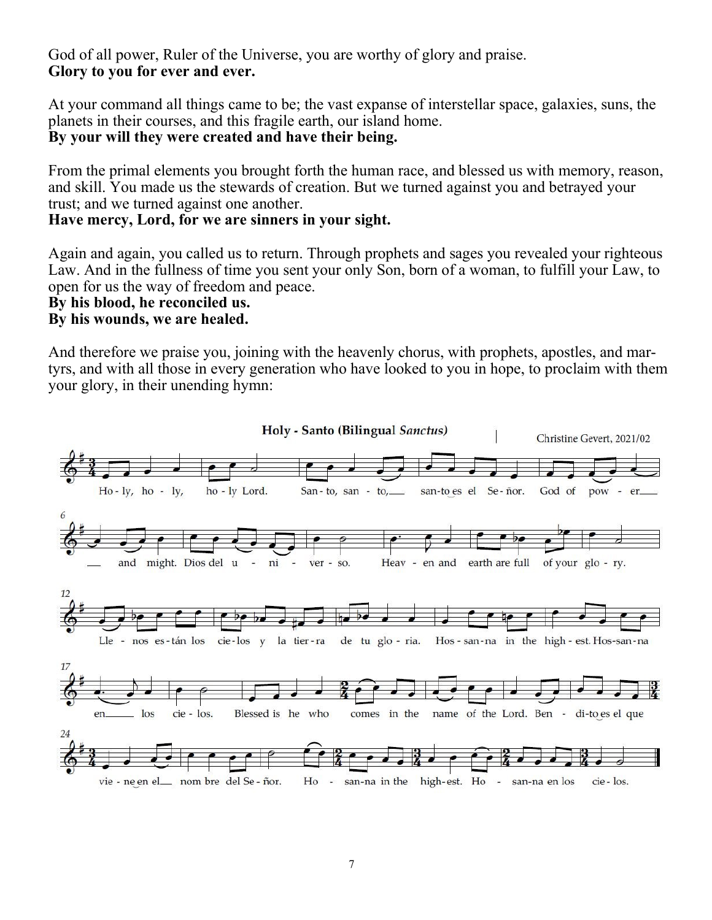God of all power, Ruler of the Universe, you are worthy of glory and praise.
**Glory to you for ever and ever.**

At your command all things came to be; the vast expanse of interstellar space, galaxies, suns, the planets in their courses, and this fragile earth, our island home.
**By your will they were created and have their being.**

From the primal elements you brought forth the human race, and blessed us with memory, reason, and skill. You made us the stewards of creation. But we turned against you and betrayed your trust; and we turned against one another.
**Have mercy, Lord, for we are sinners in your sight.**

Again and again, you called us to return. Through prophets and sages you revealed your righteous Law. And in the fullness of time you sent your only Son, born of a woman, to fulfill your Law, to open for us the way of freedom and peace.
**By his blood, he reconciled us.**
**By his wounds, we are healed.**

And therefore we praise you, joining with the heavenly chorus, with prophets, apostles, and martyrs, and with all those in every generation who have looked to you in hope, to proclaim with them your glory, in their unending hymn:

**Holy - Santo (Bilingual *Sanctus*)**

Christine Gevert, 2021/02

Holy, holy, holy Lord. Santo, santo, santo es el Señor. God of power and might. Dios del universo. Heaven and earth are full of your glory. Llenos están los cielos y la tierra de tu gloria. Hossanna in the highest. Hossanna en los cielos. Blessed is he who comes in the name of the Lord. Bendito es el que viene en el nombre del Señor. Hosanna in the highest. Hosanna en los cielos.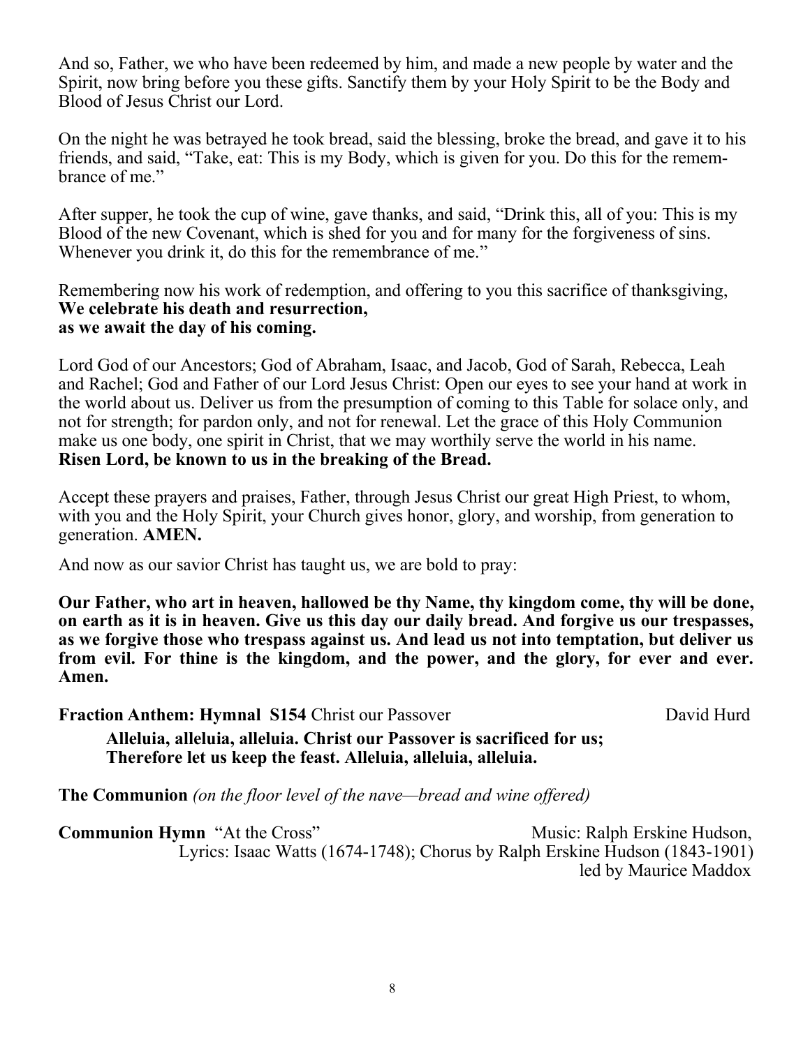And so, Father, we who have been redeemed by him, and made a new people by water and the Spirit, now bring before you these gifts. Sanctify them by your Holy Spirit to be the Body and Blood of Jesus Christ our Lord.

On the night he was betrayed he took bread, said the blessing, broke the bread, and gave it to his friends, and said, "Take, eat: This is my Body, which is given for you. Do this for the remembrance of me."

After supper, he took the cup of wine, gave thanks, and said, "Drink this, all of you: This is my Blood of the new Covenant, which is shed for you and for many for the forgiveness of sins. Whenever you drink it, do this for the remembrance of me."

Remembering now his work of redemption, and offering to you this sacrifice of thanksgiving,
**We celebrate his death and resurrection,**
**as we await the day of his coming.**

Lord God of our Ancestors; God of Abraham, Isaac, and Jacob, God of Sarah, Rebecca, Leah and Rachel; God and Father of our Lord Jesus Christ: Open our eyes to see your hand at work in the world about us. Deliver us from the presumption of coming to this Table for solace only, and not for strength; for pardon only, and not for renewal. Let the grace of this Holy Communion make us one body, one spirit in Christ, that we may worthily serve the world in his name.
**Risen Lord, be known to us in the breaking of the Bread.**

Accept these prayers and praises, Father, through Jesus Christ our great High Priest, to whom, with you and the Holy Spirit, your Church gives honor, glory, and worship, from generation to generation. **AMEN.**

And now as our savior Christ has taught us, we are bold to pray:

**Our Father, who art in heaven, hallowed be thy Name, thy kingdom come, thy will be done, on earth as it is in heaven. Give us this day our daily bread. And forgive us our trespasses, as we forgive those who trespass against us. And lead us not into temptation, but deliver us from evil. For thine is the kingdom, and the power, and the glory, for ever and ever. Amen.**

**Fraction Anthem: Hymnal S154** Christ our Passover — David Hurd

> **Alleluia, alleluia, alleluia. Christ our Passover is sacrificed for us;**
> **Therefore let us keep the feast. Alleluia, alleluia, alleluia.**

**The Communion** *(on the floor level of the nave—bread and wine offered)*

**Communion Hymn** "At the Cross" — Music: Ralph Erskine Hudson,
Lyrics: Isaac Watts (1674-1748); Chorus by Ralph Erskine Hudson (1843-1901)
led by Maurice Maddox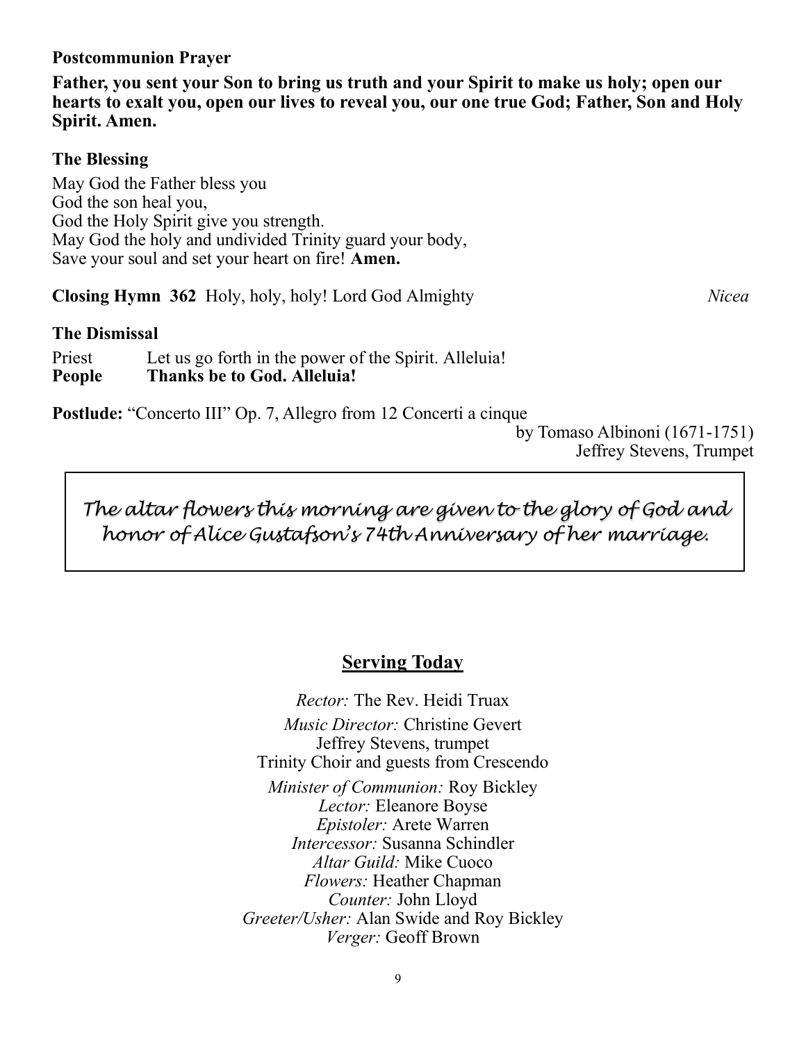**Postcommunion Prayer**

**Father, you sent your Son to bring us truth and your Spirit to make us holy; open our hearts to exalt you, open our lives to reveal you, our one true God; Father, Son and Holy Spirit. Amen.**

**The Blessing**

May God the Father bless you
God the son heal you,
God the Holy Spirit give you strength.
May God the holy and undivided Trinity guard your body,
Save your soul and set your heart on fire! **Amen.**

**Closing Hymn 362** Holy, holy, holy! Lord God Almighty *Nicea*

**The Dismissal**

Priest Let us go forth in the power of the Spirit. Alleluia!
**People Thanks be to God. Alleluia!**

**Postlude:** "Concerto III" Op. 7, Allegro from 12 Concerti a cinque
by Tomaso Albinoni (1671-1751)
Jeffrey Stevens, Trumpet

*The altar flowers this morning are given to the glory of God and honor of Alice Gustafson's 74th Anniversary of her marriage.*

## Serving Today

*Rector:* The Rev. Heidi Truax

*Music Director:* Christine Gevert
Jeffrey Stevens, trumpet
Trinity Choir and guests from Crescendo

*Minister of Communion:* Roy Bickley
*Lector:* Eleanore Boyse
*Epistoler:* Arete Warren
*Intercessor:* Susanna Schindler
*Altar Guild:* Mike Cuoco
*Flowers:* Heather Chapman
*Counter:* John Lloyd
*Greeter/Usher:* Alan Swide and Roy Bickley
*Verger:* Geoff Brown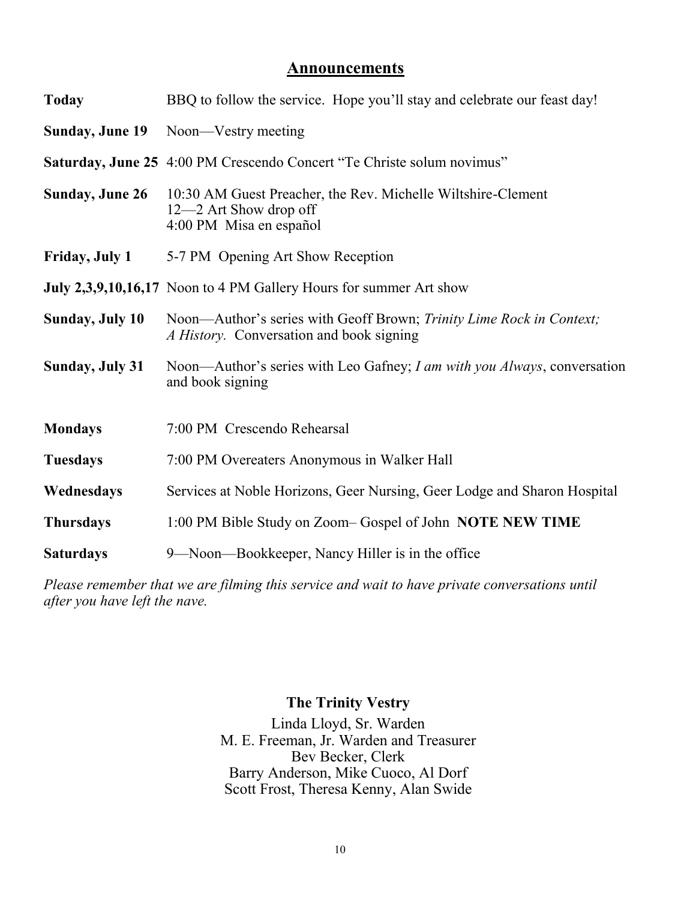## Announcements

| | |
|---|---|
| **Today** | BBQ to follow the service. Hope you'll stay and celebrate our feast day! |
| **Sunday, June 19** | Noon—Vestry meeting |
| **Saturday, June 25** | 4:00 PM Crescendo Concert "Te Christe solum novimus" |
| **Sunday, June 26** | 10:30 AM Guest Preacher, the Rev. Michelle Wiltshire-Clement<br>12—2 Art Show drop off<br>4:00 PM Misa en español |
| **Friday, July 1** | 5-7 PM Opening Art Show Reception |
| **July 2,3,9,10,16,17** | Noon to 4 PM Gallery Hours for summer Art show |
| **Sunday, July 10** | Noon—Author's series with Geoff Brown; *Trinity Lime Rock in Context; A History.* Conversation and book signing |
| **Sunday, July 31** | Noon—Author's series with Leo Gafney; *I am with you Always*, conversation and book signing |
| **Mondays** | 7:00 PM Crescendo Rehearsal |
| **Tuesdays** | 7:00 PM Overeaters Anonymous in Walker Hall |
| **Wednesdays** | Services at Noble Horizons, Geer Nursing, Geer Lodge and Sharon Hospital |
| **Thursdays** | 1:00 PM Bible Study on Zoom– Gospel of John **NOTE NEW TIME** |
| **Saturdays** | 9—Noon—Bookkeeper, Nancy Hiller is in the office |

*Please remember that we are filming this service and wait to have private conversations until after you have left the nave.*

**The Trinity Vestry**

Linda Lloyd, Sr. Warden
M. E. Freeman, Jr. Warden and Treasurer
Bev Becker, Clerk
Barry Anderson, Mike Cuoco, Al Dorf
Scott Frost, Theresa Kenny, Alan Swide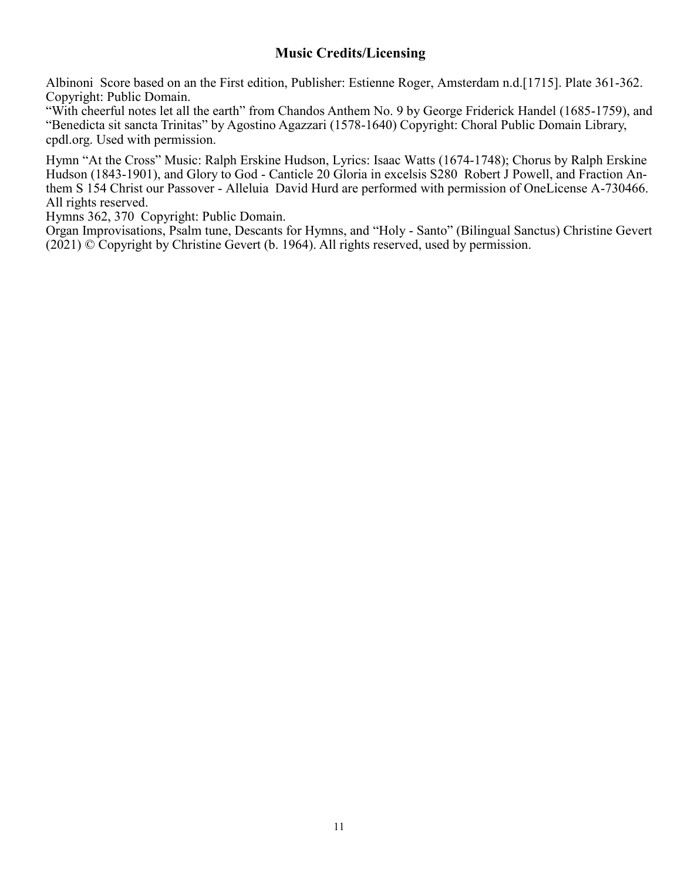## Music Credits/Licensing

Albinoni Score based on an the First edition, Publisher: Estienne Roger, Amsterdam n.d.[1715]. Plate 361-362. Copyright: Public Domain.
"With cheerful notes let all the earth" from Chandos Anthem No. 9 by George Friderick Handel (1685-1759), and "Benedicta sit sancta Trinitas" by Agostino Agazzari (1578-1640) Copyright: Choral Public Domain Library, cpdl.org. Used with permission.

Hymn "At the Cross" Music: Ralph Erskine Hudson, Lyrics: Isaac Watts (1674-1748); Chorus by Ralph Erskine Hudson (1843-1901), and Glory to God - Canticle 20 Gloria in excelsis S280 Robert J Powell, and Fraction Anthem S 154 Christ our Passover - Alleluia David Hurd are performed with permission of OneLicense A-730466. All rights reserved.
Hymns 362, 370 Copyright: Public Domain.
Organ Improvisations, Psalm tune, Descants for Hymns, and "Holy - Santo" (Bilingual Sanctus) Christine Gevert (2021) © Copyright by Christine Gevert (b. 1964). All rights reserved, used by permission.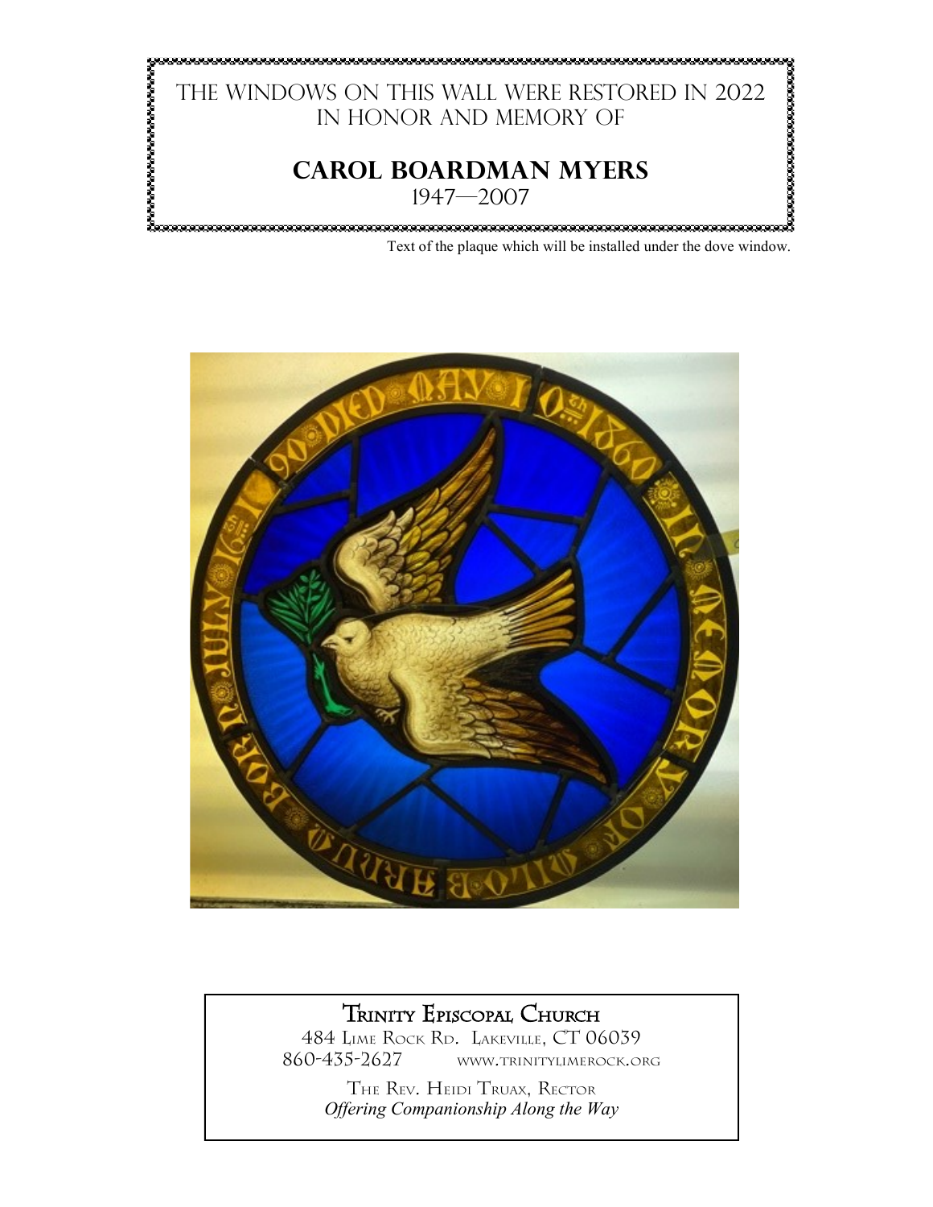The windows on this wall were restored in 2022
in honor and memory of

**Carol Boardman Myers**
1947—2007

Text of the plaque which will be installed under the dove window.

Trinity Episcopal Church
484 Lime Rock Rd. Lakeville, CT 06039
860-435-2627 www.trinitylimerock.org

The Rev. Heidi Truax, Rector
*Offering Companionship Along the Way*